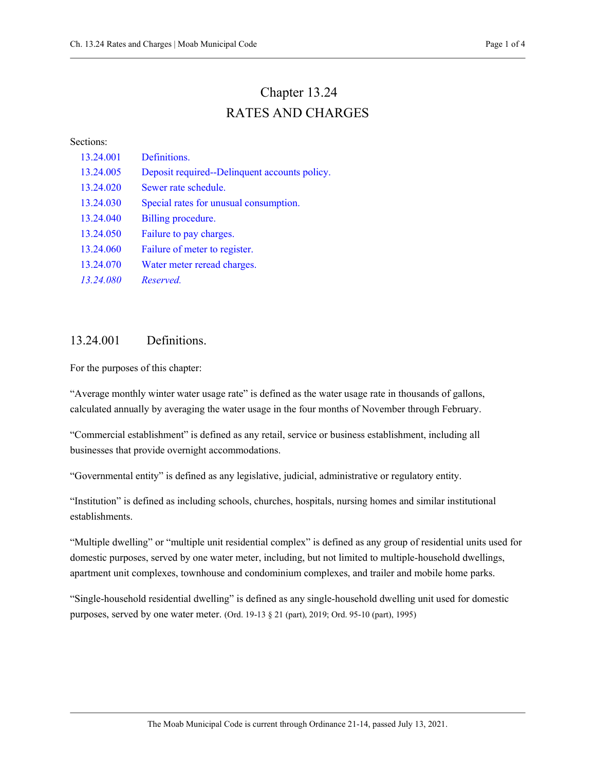# Chapter 13.24
# RATES AND CHARGES

Sections:

| | |
|---|---|
| 13.24.001 | Definitions. |
| 13.24.005 | Deposit required--Delinquent accounts policy. |
| 13.24.020 | Sewer rate schedule. |
| 13.24.030 | Special rates for unusual consumption. |
| 13.24.040 | Billing procedure. |
| 13.24.050 | Failure to pay charges. |
| 13.24.060 | Failure of meter to register. |
| 13.24.070 | Water meter reread charges. |
| *13.24.080* | *Reserved.* |

## 13.24.001 Definitions.

For the purposes of this chapter:

"Average monthly winter water usage rate" is defined as the water usage rate in thousands of gallons, calculated annually by averaging the water usage in the four months of November through February.

"Commercial establishment" is defined as any retail, service or business establishment, including all businesses that provide overnight accommodations.

"Governmental entity" is defined as any legislative, judicial, administrative or regulatory entity.

"Institution" is defined as including schools, churches, hospitals, nursing homes and similar institutional establishments.

"Multiple dwelling" or "multiple unit residential complex" is defined as any group of residential units used for domestic purposes, served by one water meter, including, but not limited to multiple-household dwellings, apartment unit complexes, townhouse and condominium complexes, and trailer and mobile home parks.

"Single-household residential dwelling" is defined as any single-household dwelling unit used for domestic purposes, served by one water meter. (Ord. 19-13 § 21 (part), 2019; Ord. 95-10 (part), 1995)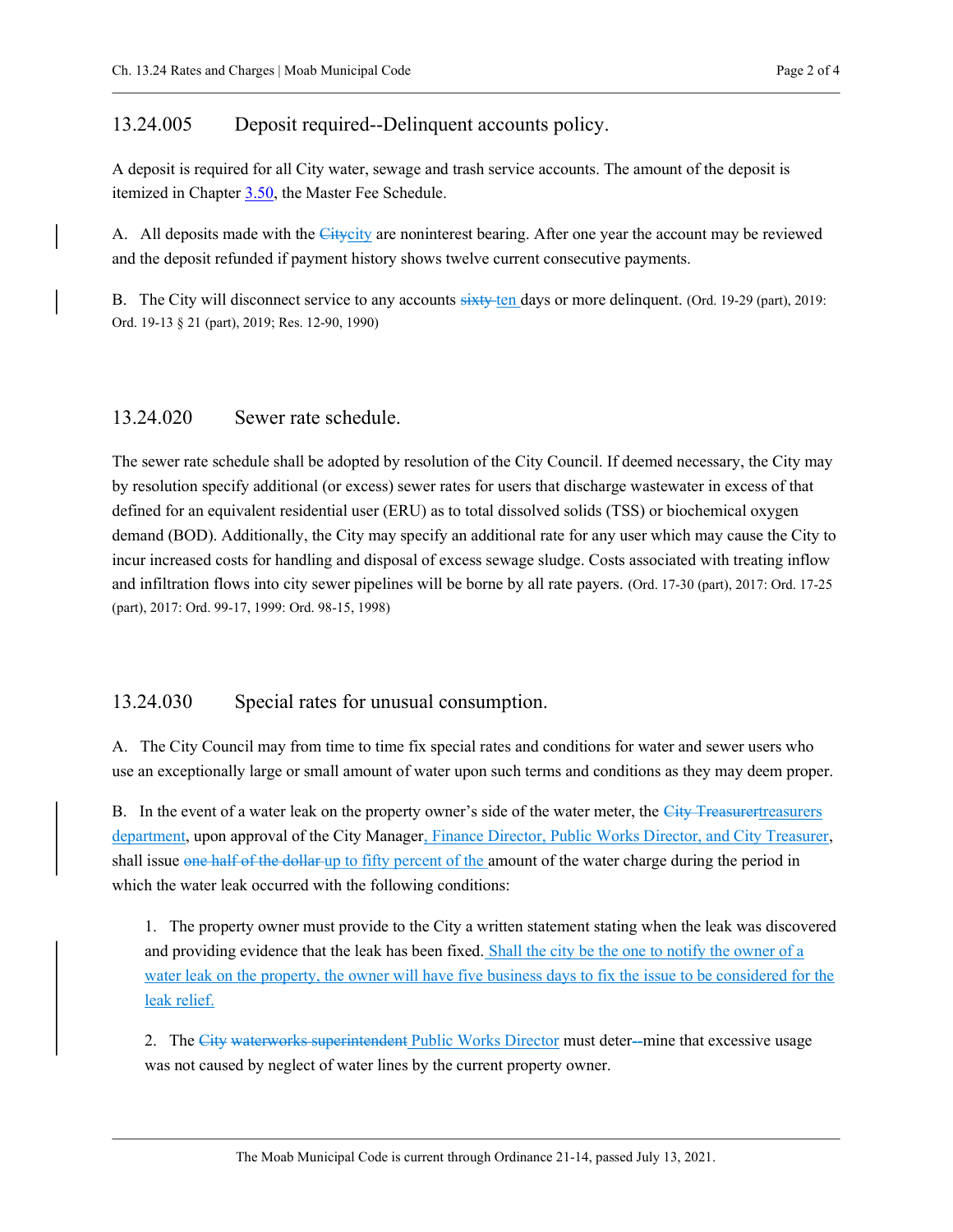## 13.24.005 Deposit required--Delinquent accounts policy.

A deposit is required for all City water, sewage and trash service accounts. The amount of the deposit is itemized in Chapter 3.50, the Master Fee Schedule.

A. All deposits made with the ~~City~~<u>city</u> are noninterest bearing. After one year the account may be reviewed and the deposit refunded if payment history shows twelve current consecutive payments.

B. The City will disconnect service to any accounts ~~sixty~~ <u>ten</u> days or more delinquent. (Ord. 19-29 (part), 2019: Ord. 19-13 § 21 (part), 2019; Res. 12-90, 1990)

## 13.24.020 Sewer rate schedule.

The sewer rate schedule shall be adopted by resolution of the City Council. If deemed necessary, the City may by resolution specify additional (or excess) sewer rates for users that discharge wastewater in excess of that defined for an equivalent residential user (ERU) as to total dissolved solids (TSS) or biochemical oxygen demand (BOD). Additionally, the City may specify an additional rate for any user which may cause the City to incur increased costs for handling and disposal of excess sewage sludge. Costs associated with treating inflow and infiltration flows into city sewer pipelines will be borne by all rate payers. (Ord. 17-30 (part), 2017: Ord. 17-25 (part), 2017: Ord. 99-17, 1999: Ord. 98-15, 1998)

## 13.24.030 Special rates for unusual consumption.

A. The City Council may from time to time fix special rates and conditions for water and sewer users who use an exceptionally large or small amount of water upon such terms and conditions as they may deem proper.

B. In the event of a water leak on the property owner's side of the water meter, the ~~City Treasurer~~<u>treasurers department</u>, upon approval of the City Manager<u>, Finance Director, Public Works Director, and City Treasurer</u>, shall issue ~~one half of the dollar~~ <u>up to fifty percent of the</u> amount of the water charge during the period in which the water leak occurred with the following conditions:

1. The property owner must provide to the City a written statement stating when the leak was discovered and providing evidence that the leak has been fixed. <u>Shall the city be the one to notify the owner of a water leak on the property, the owner will have five business days to fix the issue to be considered for the leak relief.</u>

2. The ~~City waterworks superintendent~~ <u>Public Works Director</u> must deter~~-~~-mine that excessive usage was not caused by neglect of water lines by the current property owner.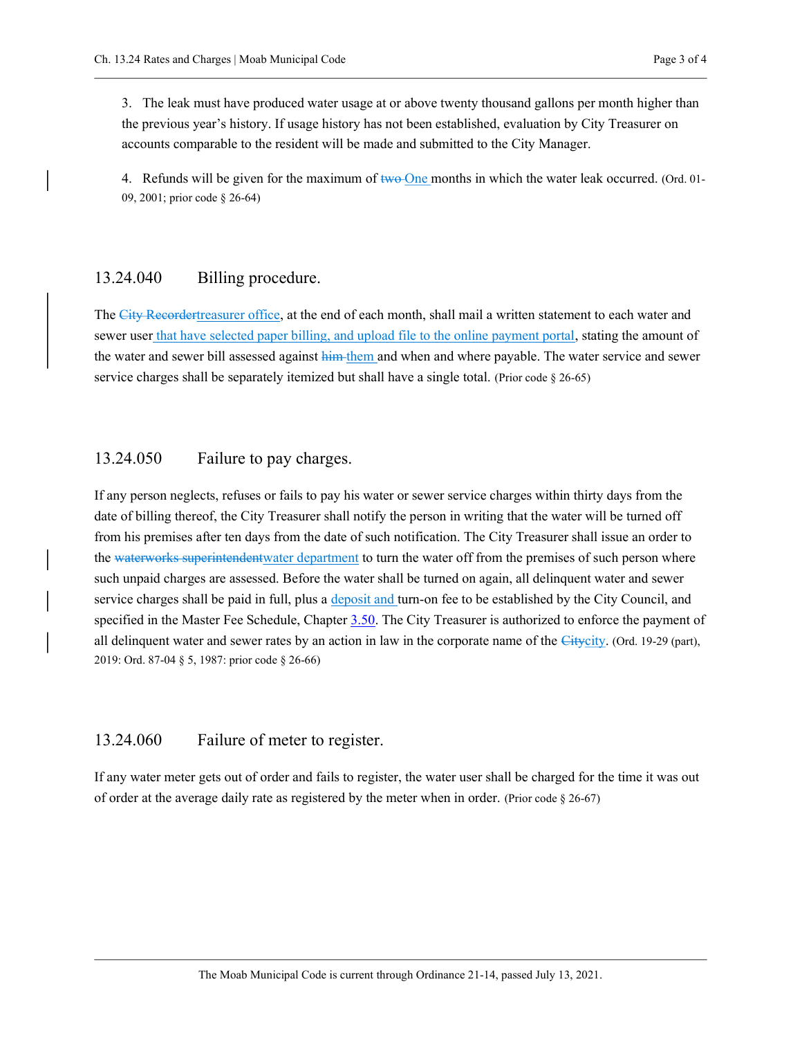3. The leak must have produced water usage at or above twenty thousand gallons per month higher than the previous year's history. If usage history has not been established, evaluation by City Treasurer on accounts comparable to the resident will be made and submitted to the City Manager.

4. Refunds will be given for the maximum of ~~two~~ One months in which the water leak occurred. (Ord. 01-09, 2001; prior code § 26-64)

## 13.24.040 Billing procedure.

The ~~City Recorder~~treasurer office, at the end of each month, shall mail a written statement to each water and sewer user that have selected paper billing, and upload file to the online payment portal, stating the amount of the water and sewer bill assessed against ~~him~~ them and when and where payable. The water service and sewer service charges shall be separately itemized but shall have a single total. (Prior code § 26-65)

## 13.24.050 Failure to pay charges.

If any person neglects, refuses or fails to pay his water or sewer service charges within thirty days from the date of billing thereof, the City Treasurer shall notify the person in writing that the water will be turned off from his premises after ten days from the date of such notification. The City Treasurer shall issue an order to the ~~waterworks superintendent~~water department to turn the water off from the premises of such person where such unpaid charges are assessed. Before the water shall be turned on again, all delinquent water and sewer service charges shall be paid in full, plus a deposit and turn-on fee to be established by the City Council, and specified in the Master Fee Schedule, Chapter 3.50. The City Treasurer is authorized to enforce the payment of all delinquent water and sewer rates by an action in law in the corporate name of the ~~City~~city. (Ord. 19-29 (part), 2019: Ord. 87-04 § 5, 1987: prior code § 26-66)

## 13.24.060 Failure of meter to register.

If any water meter gets out of order and fails to register, the water user shall be charged for the time it was out of order at the average daily rate as registered by the meter when in order. (Prior code § 26-67)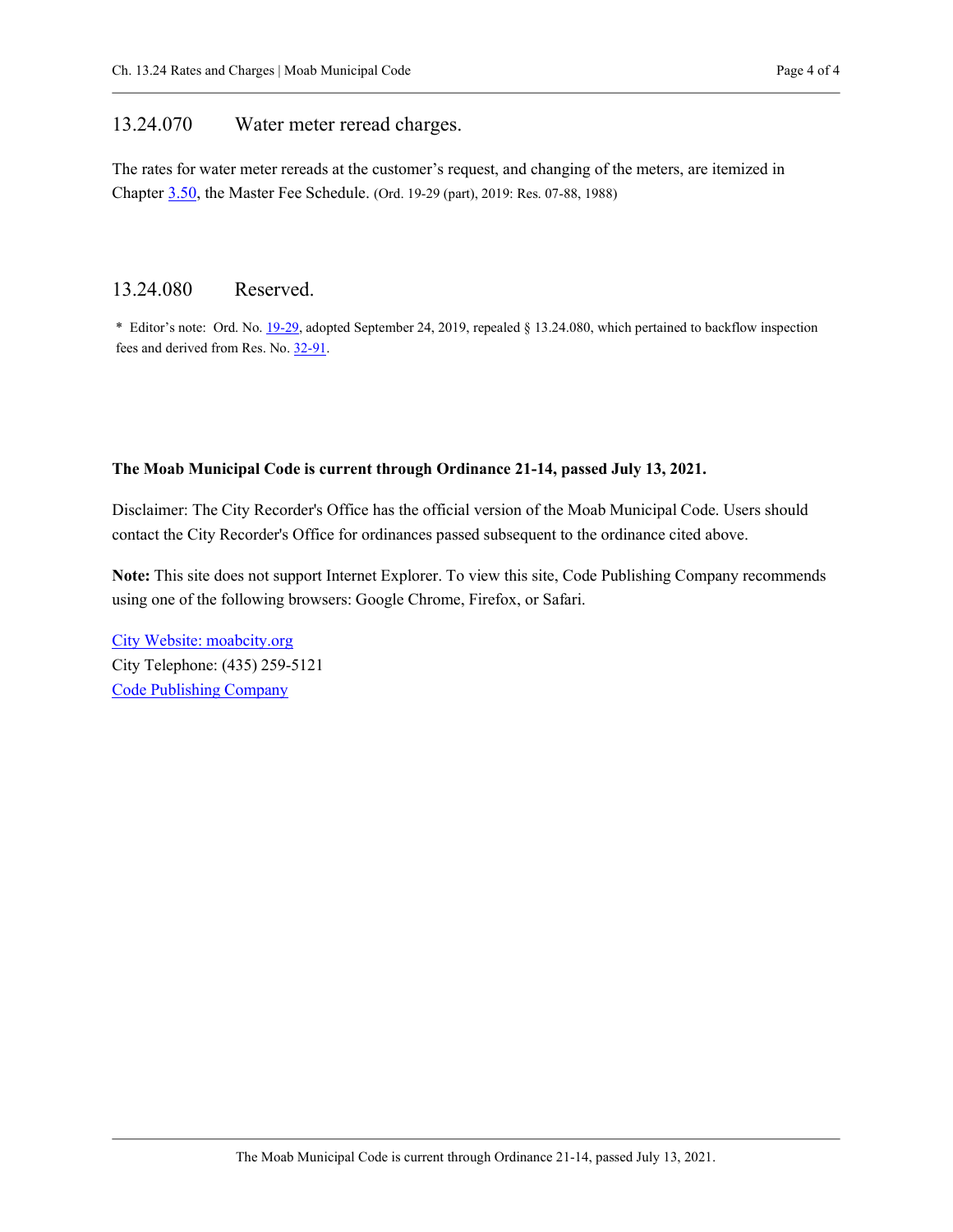## 13.24.070 Water meter reread charges.

The rates for water meter rereads at the customer's request, and changing of the meters, are itemized in Chapter 3.50, the Master Fee Schedule. (Ord. 19-29 (part), 2019: Res. 07-88, 1988)

## 13.24.080 Reserved.

\* Editor's note: Ord. No. 19-29, adopted September 24, 2019, repealed § 13.24.080, which pertained to backflow inspection fees and derived from Res. No. 32-91.

**The Moab Municipal Code is current through Ordinance 21-14, passed July 13, 2021.**

Disclaimer: The City Recorder's Office has the official version of the Moab Municipal Code. Users should contact the City Recorder's Office for ordinances passed subsequent to the ordinance cited above.

**Note:** This site does not support Internet Explorer. To view this site, Code Publishing Company recommends using one of the following browsers: Google Chrome, Firefox, or Safari.

City Website: moabcity.org
City Telephone: (435) 259-5121
Code Publishing Company